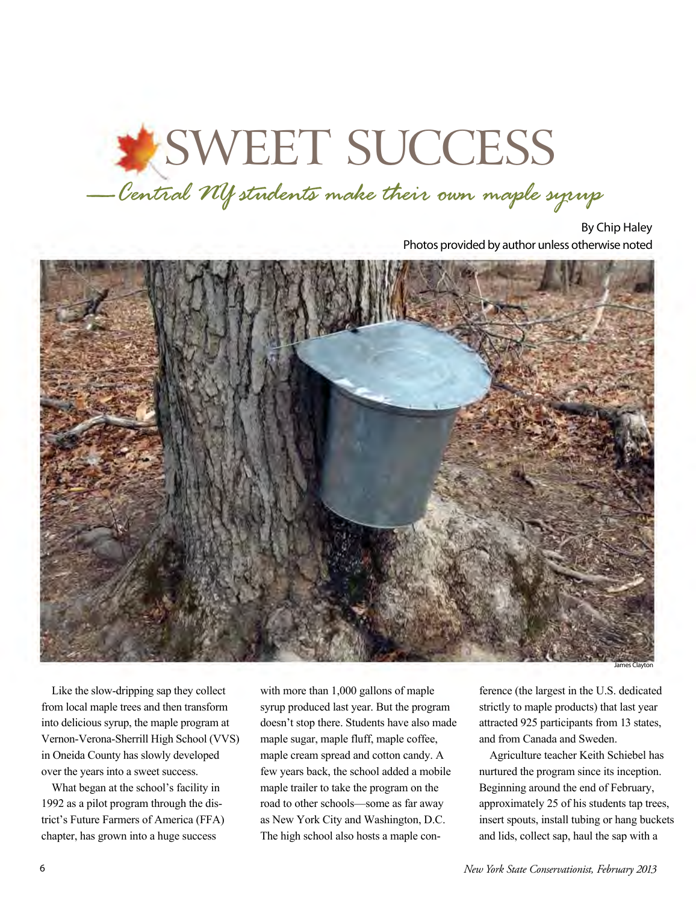# SWEET SUCCESS

## *—Central NY students make their own maple syrup*

By Chip Haley

Photos provided by author unless otherwise noted

James Clayton

Like the slow-dripping sap they collect from local maple trees and then transform into delicious syrup, the maple program at Vernon-Verona-Sherrill High School (VVS) in Oneida County has slowly developed over the years into a sweet success.

What began at the school's facility in 1992 as a pilot program through the district's Future Farmers of America (FFA) chapter, has grown into a huge success with more than 1,000 gallons of maple syrup produced last year. But the program doesn't stop there. Students have also made maple sugar, maple fluff, maple coffee, maple cream spread and cotton candy. A few years back, the school added a mobile maple trailer to take the program on the road to other schools—some as far away as New York City and Washington, D.C. The high school also hosts a maple conference (the largest in the U.S. dedicated strictly to maple products) that last year attracted 925 participants from 13 states, and from Canada and Sweden.

Agriculture teacher Keith Schiebel has nurtured the program since its inception. Beginning around the end of February, approximately 25 of his students tap trees, insert spouts, install tubing or hang buckets and lids, collect sap, haul the sap with a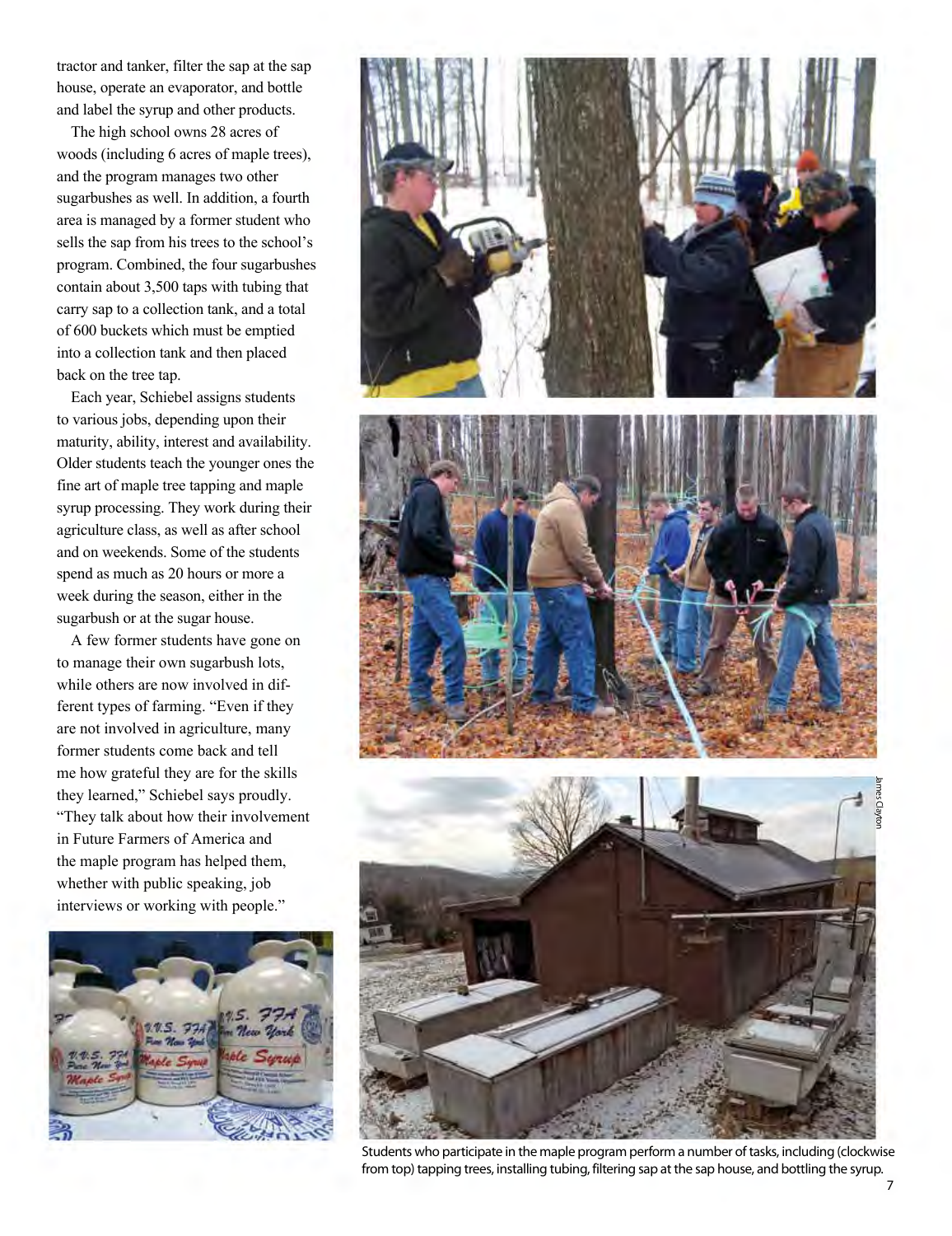tractor and tanker, filter the sap at the sap house, operate an evaporator, and bottle and label the syrup and other products.

The high school owns 28 acres of woods (including 6 acres of maple trees), and the program manages two other sugarbushes as well. In addition, a fourth area is managed by a former student who sells the sap from his trees to the school's program. Combined, the four sugarbushes contain about 3,500 taps with tubing that carry sap to a collection tank, and a total of 600 buckets which must be emptied into a collection tank and then placed back on the tree tap.

Each year, Schiebel assigns students to various jobs, depending upon their maturity, ability, interest and availability. Older students teach the younger ones the fine art of maple tree tapping and maple syrup processing. They work during their agriculture class, as well as after school and on weekends. Some of the students spend as much as 20 hours or more a week during the season, either in the sugarbush or at the sugar house.

A few former students have gone on to manage their own sugarbush lots, while others are now involved in different types of farming. "Even if they are not involved in agriculture, many former students come back and tell me how grateful they are for the skills they learned," Schiebel says proudly. "They talk about how their involvement in Future Farmers of America and the maple program has helped them, whether with public speaking, job interviews or working with people."

James Clayton

Students who participate in the maple program perform a number of tasks, including (clockwise from top) tapping trees, installing tubing, filtering sap at the sap house, and bottling the syrup.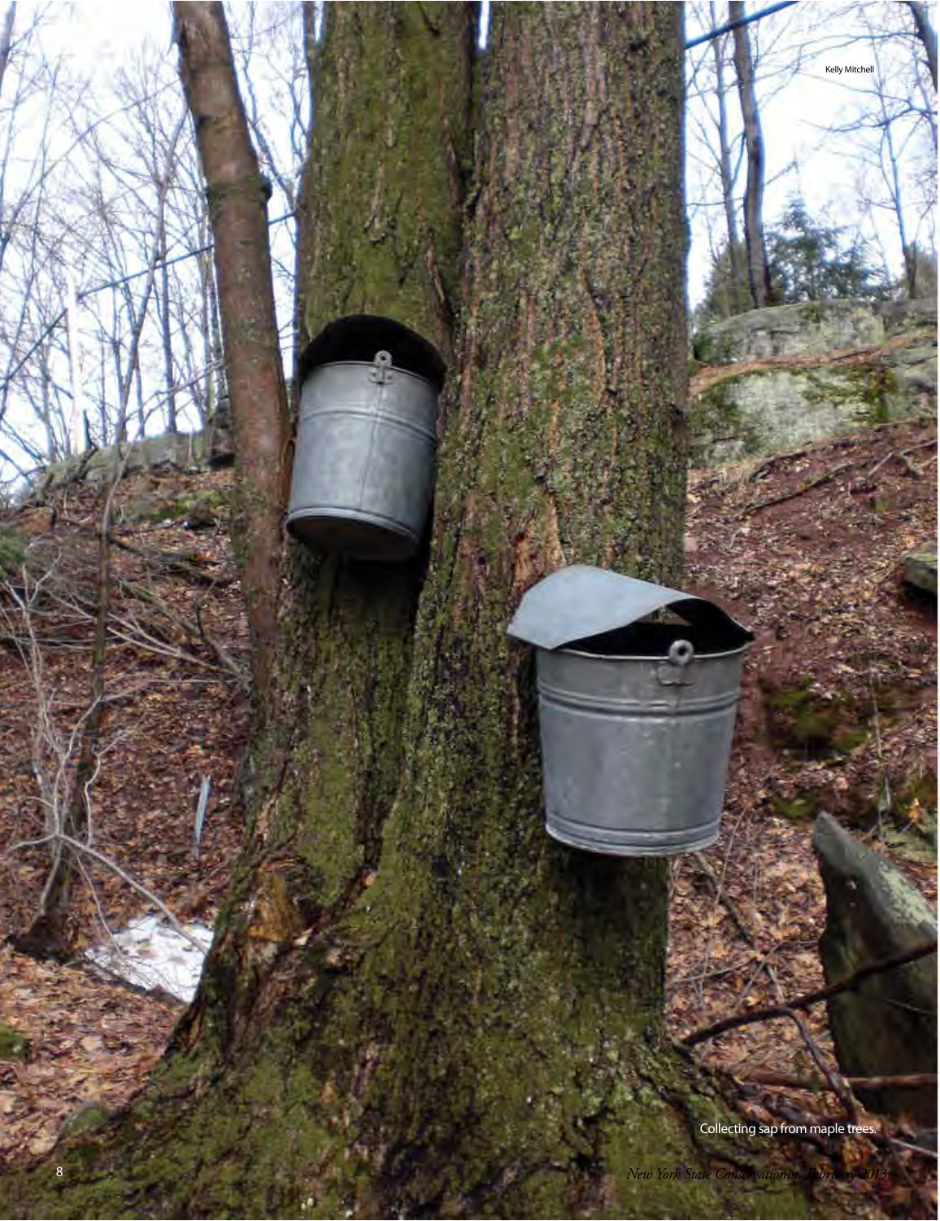Kelly Mitchell

Collecting sap from maple trees.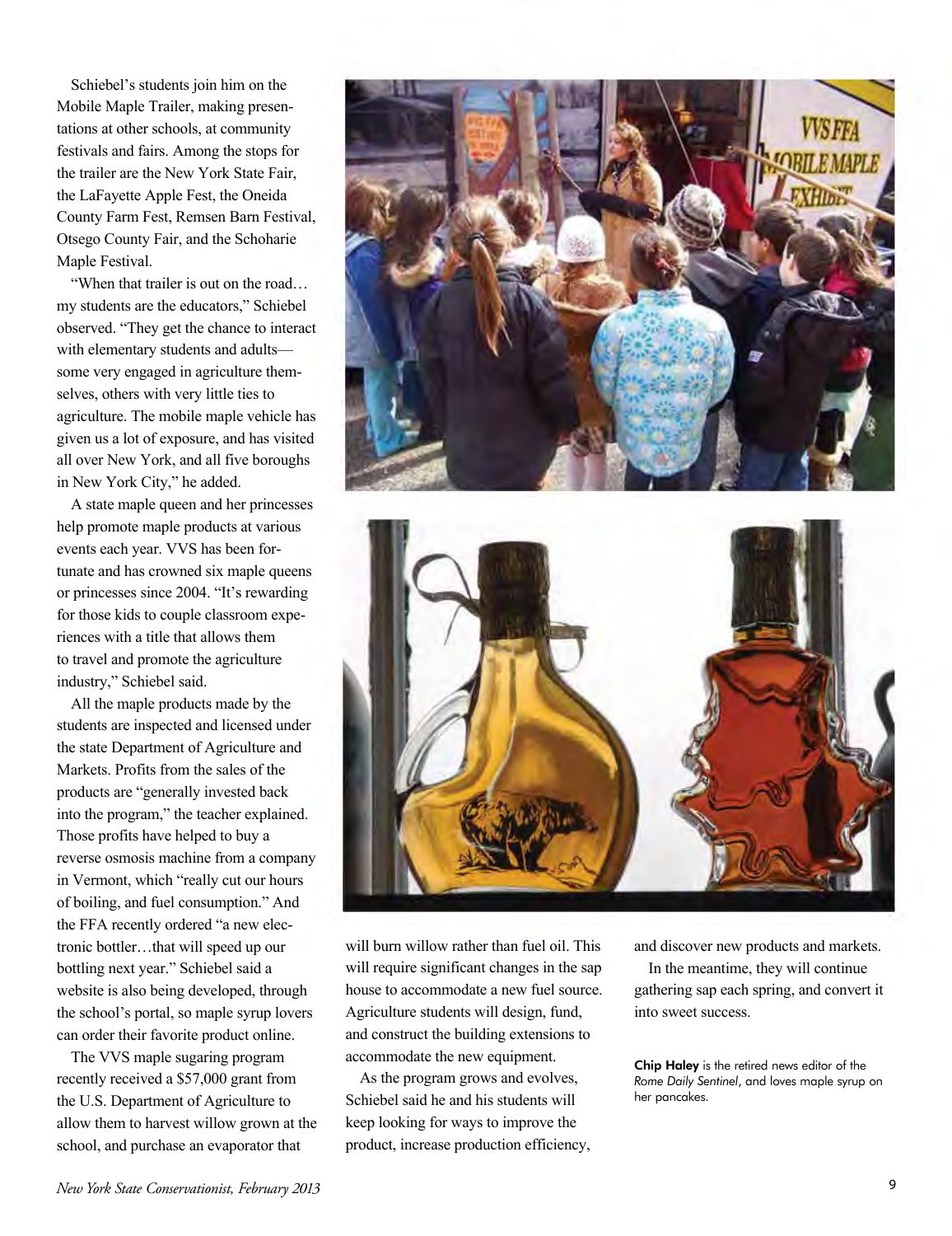Schiebel's students join him on the Mobile Maple Trailer, making presentations at other schools, at community festivals and fairs. Among the stops for the trailer are the New York State Fair, the LaFayette Apple Fest, the Oneida County Farm Fest, Remsen Barn Festival, Otsego County Fair, and the Schoharie Maple Festival.

"When that trailer is out on the road… my students are the educators," Schiebel observed. "They get the chance to interact with elementary students and adults—some very engaged in agriculture themselves, others with very little ties to agriculture. The mobile maple vehicle has given us a lot of exposure, and has visited all over New York, and all five boroughs in New York City," he added.

A state maple queen and her princesses help promote maple products at various events each year. VVS has been fortunate and has crowned six maple queens or princesses since 2004. "It's rewarding for those kids to couple classroom experiences with a title that allows them to travel and promote the agriculture industry," Schiebel said.

All the maple products made by the students are inspected and licensed under the state Department of Agriculture and Markets. Profits from the sales of the products are "generally invested back into the program," the teacher explained. Those profits have helped to buy a reverse osmosis machine from a company in Vermont, which "really cut our hours of boiling, and fuel consumption." And the FFA recently ordered "a new electronic bottler…that will speed up our bottling next year." Schiebel said a website is also being developed, through the school's portal, so maple syrup lovers can order their favorite product online.

The VVS maple sugaring program recently received a $57,000 grant from the U.S. Department of Agriculture to allow them to harvest willow grown at the school, and purchase an evaporator that will burn willow rather than fuel oil. This will require significant changes in the sap house to accommodate a new fuel source. Agriculture students will design, fund, and construct the building extensions to accommodate the new equipment.

As the program grows and evolves, Schiebel said he and his students will keep looking for ways to improve the product, increase production efficiency, and discover new products and markets.

In the meantime, they will continue gathering sap each spring, and convert it into sweet success.

**Chip Haley** is the retired news editor of the *Rome Daily Sentinel*, and loves maple syrup on her pancakes.